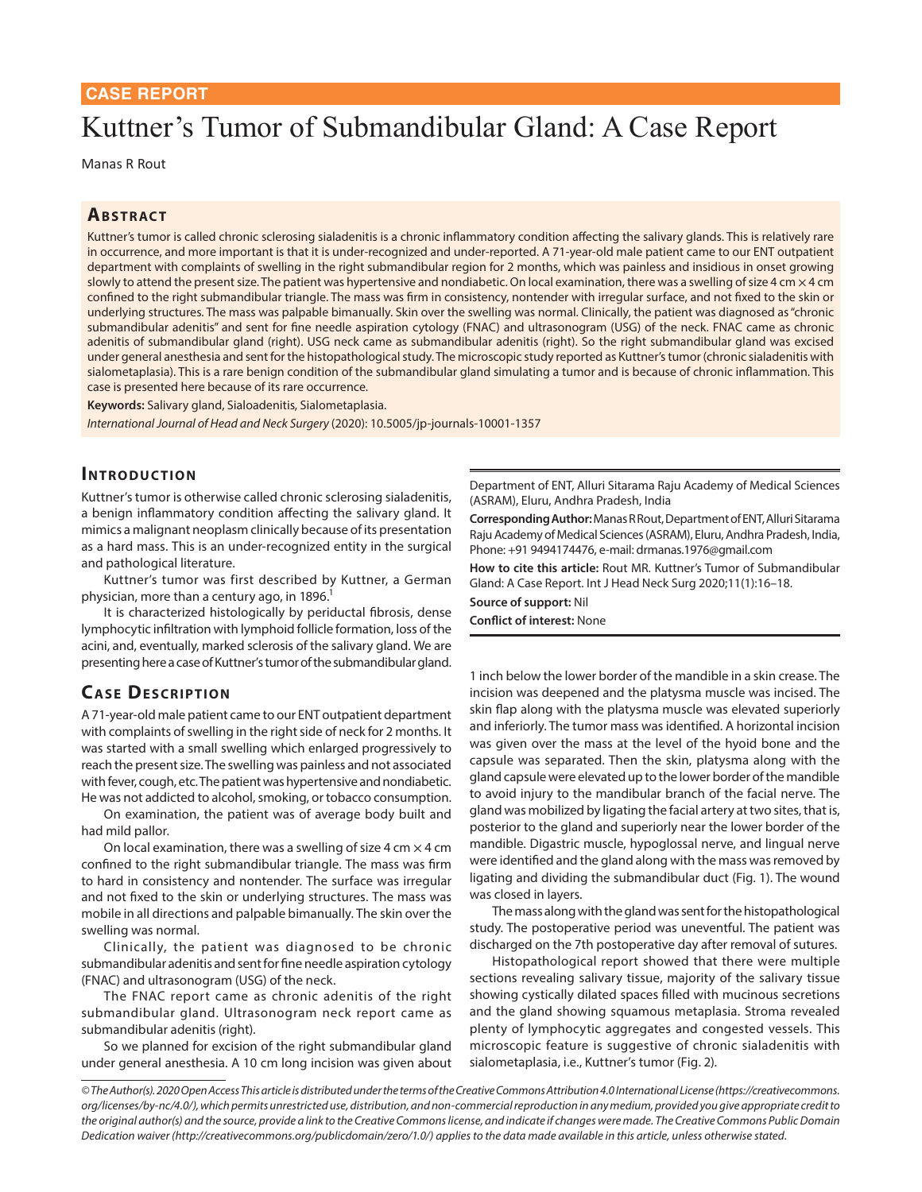CASE REPORT

# Kuttner's Tumor of Submandibular Gland: A Case Report

Manas R Rout

## Abstract

Kuttner's tumor is called chronic sclerosing sialadenitis is a chronic inflammatory condition affecting the salivary glands. This is relatively rare in occurrence, and more important is that it is under-recognized and under-reported. A 71-year-old male patient came to our ENT outpatient department with complaints of swelling in the right submandibular region for 2 months, which was painless and insidious in onset growing slowly to attend the present size. The patient was hypertensive and nondiabetic. On local examination, there was a swelling of size 4 cm × 4 cm confined to the right submandibular triangle. The mass was firm in consistency, nontender with irregular surface, and not fixed to the skin or underlying structures. The mass was palpable bimanually. Skin over the swelling was normal. Clinically, the patient was diagnosed as "chronic submandibular adenitis" and sent for fine needle aspiration cytology (FNAC) and ultrasonogram (USG) of the neck. FNAC came as chronic adenitis of submandibular gland (right). USG neck came as submandibular adenitis (right). So the right submandibular gland was excised under general anesthesia and sent for the histopathological study. The microscopic study reported as Kuttner's tumor (chronic sialadenitis with sialometaplasia). This is a rare benign condition of the submandibular gland simulating a tumor and is because of chronic inflammation. This case is presented here because of its rare occurrence.

**Keywords:** Salivary gland, Sialoadenitis, Sialometaplasia.

*International Journal of Head and Neck Surgery* (2020): 10.5005/jp-journals-10001-1357

Department of ENT, Alluri Sitarama Raju Academy of Medical Sciences (ASRAM), Eluru, Andhra Pradesh, India

**Corresponding Author:** Manas R Rout, Department of ENT, Alluri Sitarama Raju Academy of Medical Sciences (ASRAM), Eluru, Andhra Pradesh, India, Phone: +91 9494174476, e-mail: drmanas.1976@gmail.com

**How to cite this article:** Rout MR. Kuttner's Tumor of Submandibular Gland: A Case Report. Int J Head Neck Surg 2020;11(1):16–18.

**Source of support:** Nil

**Conflict of interest:** None

## Introduction

Kuttner's tumor is otherwise called chronic sclerosing sialadenitis, a benign inflammatory condition affecting the salivary gland. It mimics a malignant neoplasm clinically because of its presentation as a hard mass. This is an under-recognized entity in the surgical and pathological literature.

Kuttner's tumor was first described by Kuttner, a German physician, more than a century ago, in 1896.[1]

It is characterized histologically by periductal fibrosis, dense lymphocytic infiltration with lymphoid follicle formation, loss of the acini, and, eventually, marked sclerosis of the salivary gland. We are presenting here a case of Kuttner's tumor of the submandibular gland.

## Case Description

A 71-year-old male patient came to our ENT outpatient department with complaints of swelling in the right side of neck for 2 months. It was started with a small swelling which enlarged progressively to reach the present size. The swelling was painless and not associated with fever, cough, etc. The patient was hypertensive and nondiabetic. He was not addicted to alcohol, smoking, or tobacco consumption.

On examination, the patient was of average body built and had mild pallor.

On local examination, there was a swelling of size 4 cm × 4 cm confined to the right submandibular triangle. The mass was firm to hard in consistency and nontender. The surface was irregular and not fixed to the skin or underlying structures. The mass was mobile in all directions and palpable bimanually. The skin over the swelling was normal.

Clinically, the patient was diagnosed to be chronic submandibular adenitis and sent for fine needle aspiration cytology (FNAC) and ultrasonogram (USG) of the neck.

The FNAC report came as chronic adenitis of the right submandibular gland. Ultrasonogram neck report came as submandibular adenitis (right).

So we planned for excision of the right submandibular gland under general anesthesia. A 10 cm long incision was given about 1 inch below the lower border of the mandible in a skin crease. The incision was deepened and the platysma muscle was incised. The skin flap along with the platysma muscle was elevated superiorly and inferiorly. The tumor mass was identified. A horizontal incision was given over the mass at the level of the hyoid bone and the capsule was separated. Then the skin, platysma along with the gland capsule were elevated up to the lower border of the mandible to avoid injury to the mandibular branch of the facial nerve. The gland was mobilized by ligating the facial artery at two sites, that is, posterior to the gland and superiorly near the lower border of the mandible. Digastric muscle, hypoglossal nerve, and lingual nerve were identified and the gland along with the mass was removed by ligating and dividing the submandibular duct (Fig. 1). The wound was closed in layers.

The mass along with the gland was sent for the histopathological study. The postoperative period was uneventful. The patient was discharged on the 7th postoperative day after removal of sutures.

Histopathological report showed that there were multiple sections revealing salivary tissue, majority of the salivary tissue showing cystically dilated spaces filled with mucinous secretions and the gland showing squamous metaplasia. Stroma revealed plenty of lymphocytic aggregates and congested vessels. This microscopic feature is suggestive of chronic sialadenitis with sialometaplasia, i.e., Kuttner's tumor (Fig. 2).

© The Author(s). 2020 Open Access This article is distributed under the terms of the Creative Commons Attribution 4.0 International License (https://creativecommons.org/licenses/by-nc/4.0/), which permits unrestricted use, distribution, and non-commercial reproduction in any medium, provided you give appropriate credit to the original author(s) and the source, provide a link to the Creative Commons license, and indicate if changes were made. The Creative Commons Public Domain Dedication waiver (http://creativecommons.org/publicdomain/zero/1.0/) applies to the data made available in this article, unless otherwise stated.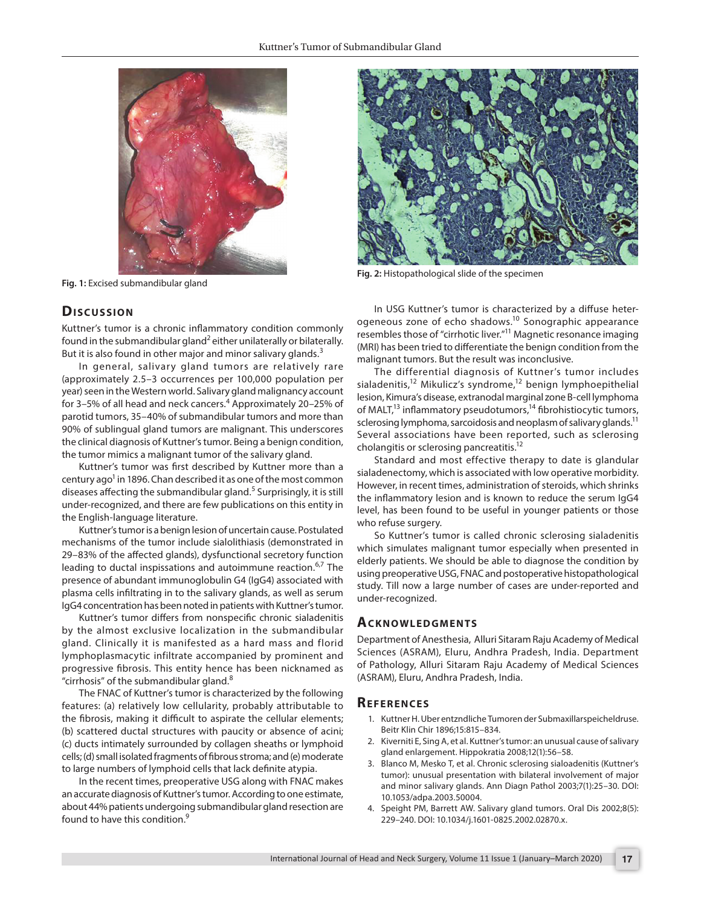Fig. 1: Excised submandibular gland

Fig. 2: Histopathological slide of the specimen

## Discussion

Kuttner's tumor is a chronic inflammatory condition commonly found in the submandibular gland[2] either unilaterally or bilaterally. But it is also found in other major and minor salivary glands.[3]

In general, salivary gland tumors are relatively rare (approximately 2.5–3 occurrences per 100,000 population per year) seen in the Western world. Salivary gland malignancy account for 3–5% of all head and neck cancers.[4] Approximately 20–25% of parotid tumors, 35–40% of submandibular tumors and more than 90% of sublingual gland tumors are malignant. This underscores the clinical diagnosis of Kuttner's tumor. Being a benign condition, the tumor mimics a malignant tumor of the salivary gland.

Kuttner's tumor was first described by Kuttner more than a century ago[1] in 1896. Chan described it as one of the most common diseases affecting the submandibular gland.[5] Surprisingly, it is still under-recognized, and there are few publications on this entity in the English-language literature.

Kuttner's tumor is a benign lesion of uncertain cause. Postulated mechanisms of the tumor include sialolithiasis (demonstrated in 29–83% of the affected glands), dysfunctional secretory function leading to ductal inspissations and autoimmune reaction.[6,7] The presence of abundant immunoglobulin G4 (IgG4) associated with plasma cells infiltrating in to the salivary glands, as well as serum IgG4 concentration has been noted in patients with Kuttner's tumor.

Kuttner's tumor differs from nonspecific chronic sialadenitis by the almost exclusive localization in the submandibular gland. Clinically it is manifested as a hard mass and florid lymphoplasmacytic infiltrate accompanied by prominent and progressive fibrosis. This entity hence has been nicknamed as "cirrhosis" of the submandibular gland.[8]

The FNAC of Kuttner's tumor is characterized by the following features: (a) relatively low cellularity, probably attributable to the fibrosis, making it difficult to aspirate the cellular elements; (b) scattered ductal structures with paucity or absence of acini; (c) ducts intimately surrounded by collagen sheaths or lymphoid cells; (d) small isolated fragments of fibrous stroma; and (e) moderate to large numbers of lymphoid cells that lack definite atypia.

In the recent times, preoperative USG along with FNAC makes an accurate diagnosis of Kuttner's tumor. According to one estimate, about 44% patients undergoing submandibular gland resection are found to have this condition.[9]

In USG Kuttner's tumor is characterized by a diffuse heterogeneous zone of echo shadows.[10] Sonographic appearance resembles those of "cirrhotic liver."[11] Magnetic resonance imaging (MRI) has been tried to differentiate the benign condition from the malignant tumors. But the result was inconclusive.

The differential diagnosis of Kuttner's tumor includes sialadenitis,[12] Mikulicz's syndrome,[12] benign lymphoepithelial lesion, Kimura's disease, extranodal marginal zone B-cell lymphoma of MALT,[13] inflammatory pseudotumors,[14] fibrohistiocytic tumors, sclerosing lymphoma, sarcoidosis and neoplasm of salivary glands.[11] Several associations have been reported, such as sclerosing cholangitis or sclerosing pancreatitis.[12]

Standard and most effective therapy to date is glandular sialadenectomy, which is associated with low operative morbidity. However, in recent times, administration of steroids, which shrinks the inflammatory lesion and is known to reduce the serum IgG4 level, has been found to be useful in younger patients or those who refuse surgery.

So Kuttner's tumor is called chronic sclerosing sialadenitis which simulates malignant tumor especially when presented in elderly patients. We should be able to diagnose the condition by using preoperative USG, FNAC and postoperative histopathological study. Till now a large number of cases are under-reported and under-recognized.

## Acknowledgments

Department of Anesthesia, Alluri Sitaram Raju Academy of Medical Sciences (ASRAM), Eluru, Andhra Pradesh, India. Department of Pathology, Alluri Sitaram Raju Academy of Medical Sciences (ASRAM), Eluru, Andhra Pradesh, India.

## References

1. Kuttner H. Uber entzndliche Tumoren der Submaxillarspeicheldruse. Beitr Klin Chir 1896;15:815–834.
2. Kiverniti E, Sing A, et al. Kuttner's tumor: an unusual cause of salivary gland enlargement. Hippokratia 2008;12(1):56–58.
3. Blanco M, Mesko T, et al. Chronic sclerosing sialoadenitis (Kuttner's tumor): unusual presentation with bilateral involvement of major and minor salivary glands. Ann Diagn Pathol 2003;7(1):25–30. DOI: 10.1053/adpa.2003.50004.
4. Speight PM, Barrett AW. Salivary gland tumors. Oral Dis 2002;8(5): 229–240. DOI: 10.1034/j.1601-0825.2002.02870.x.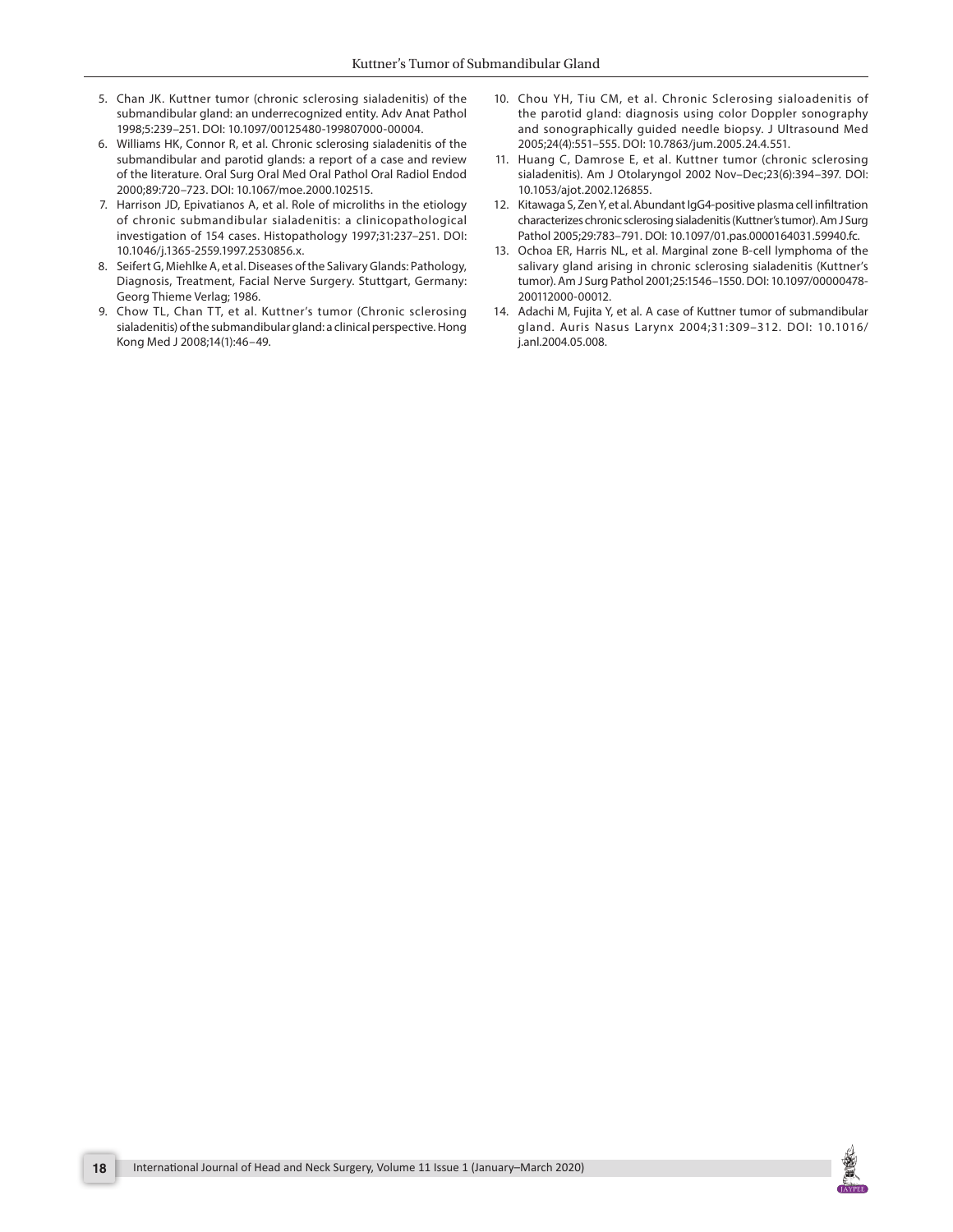5. Chan JK. Kuttner tumor (chronic sclerosing sialadenitis) of the submandibular gland: an underrecognized entity. Adv Anat Pathol 1998;5:239–251. DOI: 10.1097/00125480-199807000-00004.
6. Williams HK, Connor R, et al. Chronic sclerosing sialadenitis of the submandibular and parotid glands: a report of a case and review of the literature. Oral Surg Oral Med Oral Pathol Oral Radiol Endod 2000;89:720–723. DOI: 10.1067/moe.2000.102515.
7. Harrison JD, Epivatianos A, et al. Role of microliths in the etiology of chronic submandibular sialadenitis: a clinicopathological investigation of 154 cases. Histopathology 1997;31:237–251. DOI: 10.1046/j.1365-2559.1997.2530856.x.
8. Seifert G, Miehlke A, et al. Diseases of the Salivary Glands: Pathology, Diagnosis, Treatment, Facial Nerve Surgery. Stuttgart, Germany: Georg Thieme Verlag; 1986.
9. Chow TL, Chan TT, et al. Kuttner's tumor (Chronic sclerosing sialadenitis) of the submandibular gland: a clinical perspective. Hong Kong Med J 2008;14(1):46–49.
10. Chou YH, Tiu CM, et al. Chronic Sclerosing sialoadenitis of the parotid gland: diagnosis using color Doppler sonography and sonographically guided needle biopsy. J Ultrasound Med 2005;24(4):551–555. DOI: 10.7863/jum.2005.24.4.551.
11. Huang C, Damrose E, et al. Kuttner tumor (chronic sclerosing sialadenitis). Am J Otolaryngol 2002 Nov–Dec;23(6):394–397. DOI: 10.1053/ajot.2002.126855.
12. Kitawaga S, Zen Y, et al. Abundant IgG4-positive plasma cell infiltration characterizes chronic sclerosing sialadenitis (Kuttner's tumor). Am J Surg Pathol 2005;29:783–791. DOI: 10.1097/01.pas.0000164031.59940.fc.
13. Ochoa ER, Harris NL, et al. Marginal zone B-cell lymphoma of the salivary gland arising in chronic sclerosing sialadenitis (Kuttner's tumor). Am J Surg Pathol 2001;25:1546–1550. DOI: 10.1097/00000478-200112000-00012.
14. Adachi M, Fujita Y, et al. A case of Kuttner tumor of submandibular gland. Auris Nasus Larynx 2004;31:309–312. DOI: 10.1016/j.anl.2004.05.008.